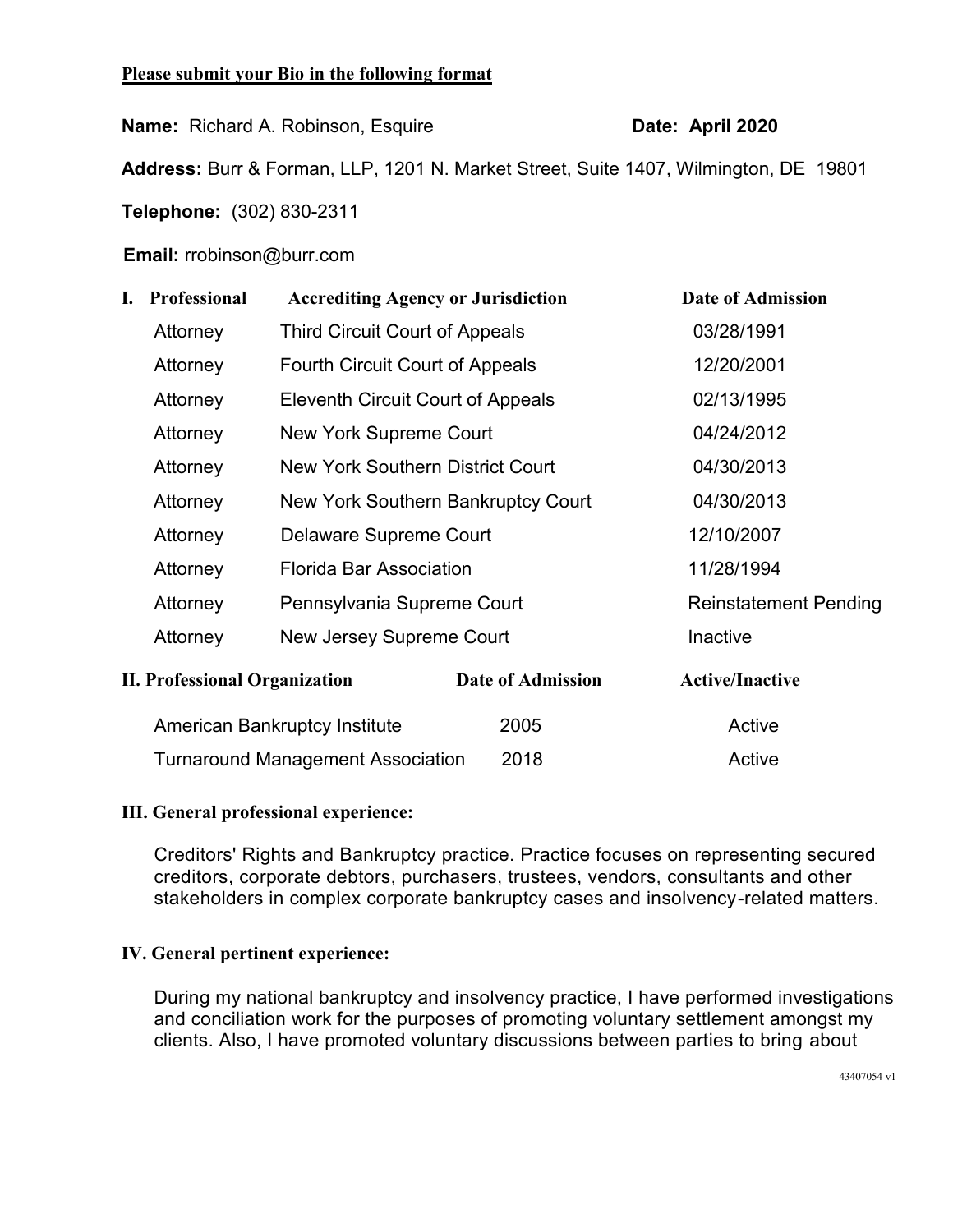**Please submit your Bio in the following format**

**Name:** Richard A. Robinson, Esquire **Date: April 2020**

**Address:** Burr & Forman, LLP, 1201 N. Market Street, Suite 1407, Wilmington, DE 19801

**Telephone:** (302) 830-2311

**Email:** rrobinson@burr.com

## I. Professional

| Professional | Accrediting Agency or Jurisdiction | Date of Admission |
|---|---|---|
| Attorney | Third Circuit Court of Appeals | 03/28/1991 |
| Attorney | Fourth Circuit Court of Appeals | 12/20/2001 |
| Attorney | Eleventh Circuit Court of Appeals | 02/13/1995 |
| Attorney | New York Supreme Court | 04/24/2012 |
| Attorney | New York Southern District Court | 04/30/2013 |
| Attorney | New York Southern Bankruptcy Court | 04/30/2013 |
| Attorney | Delaware Supreme Court | 12/10/2007 |
| Attorney | Florida Bar Association | 11/28/1994 |
| Attorney | Pennsylvania Supreme Court | Reinstatement Pending |
| Attorney | New Jersey Supreme Court | Inactive |

## II. Professional Organization

| Professional Organization | Date of Admission | Active/Inactive |
|---|---|---|
| American Bankruptcy Institute | 2005 | Active |
| Turnaround Management Association | 2018 | Active |

## III. General professional experience:

Creditors' Rights and Bankruptcy practice. Practice focuses on representing secured creditors, corporate debtors, purchasers, trustees, vendors, consultants and other stakeholders in complex corporate bankruptcy cases and insolvency-related matters.

## IV. General pertinent experience:

During my national bankruptcy and insolvency practice, I have performed investigations and conciliation work for the purposes of promoting voluntary settlement amongst my clients. Also, I have promoted voluntary discussions between parties to bring about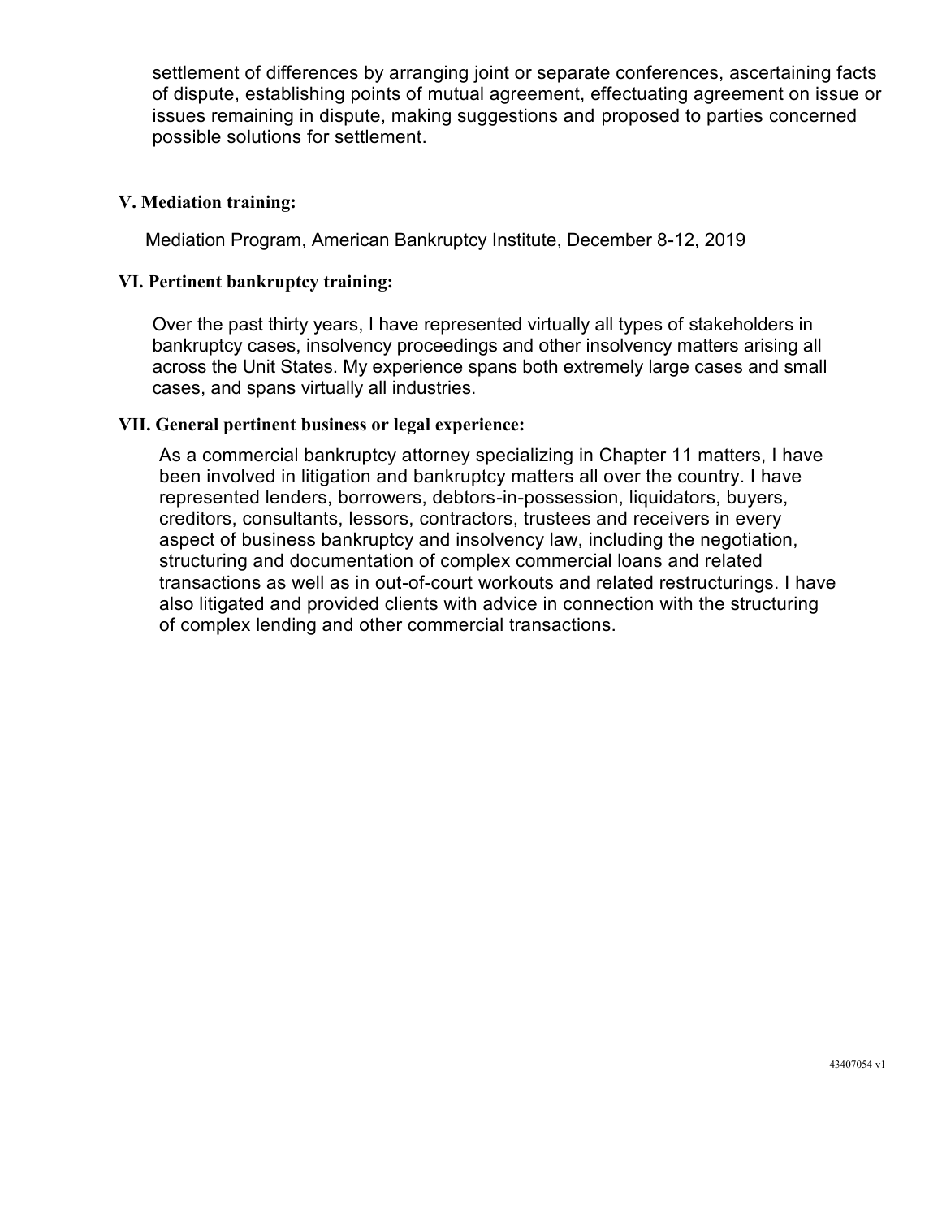settlement of differences by arranging joint or separate conferences, ascertaining facts of dispute, establishing points of mutual agreement, effectuating agreement on issue or issues remaining in dispute, making suggestions and proposed to parties concerned possible solutions for settlement.

**V. Mediation training:**

Mediation Program, American Bankruptcy Institute, December 8-12, 2019

**VI. Pertinent bankruptcy training:**

Over the past thirty years, I have represented virtually all types of stakeholders in bankruptcy cases, insolvency proceedings and other insolvency matters arising all across the Unit States. My experience spans both extremely large cases and small cases, and spans virtually all industries.

**VII. General pertinent business or legal experience:**

As a commercial bankruptcy attorney specializing in Chapter 11 matters, I have been involved in litigation and bankruptcy matters all over the country. I have represented lenders, borrowers, debtors-in-possession, liquidators, buyers, creditors, consultants, lessors, contractors, trustees and receivers in every aspect of business bankruptcy and insolvency law, including the negotiation, structuring and documentation of complex commercial loans and related transactions as well as in out-of-court workouts and related restructurings. I have also litigated and provided clients with advice in connection with the structuring of complex lending and other commercial transactions.

43407054 v1